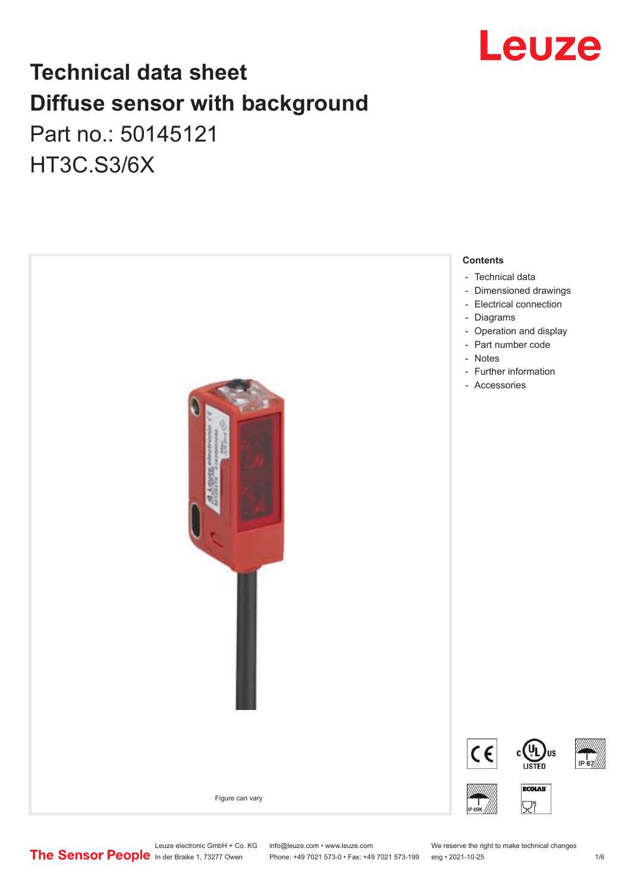# Technical data sheet
# Diffuse sensor with background

Part no.: 50145121

HT3C.S3/6X

Figure can vary

**Contents**

- Technical data
- Dimensioned drawings
- Electrical connection
- Diagrams
- Operation and display
- Part number code
- Notes
- Further information
- Accessories

Leuze electronic GmbH + Co. KG
In der Braike 1, 73277 Owen

info@leuze.com • www.leuze.com
Phone: +49 7021 573-0 • Fax: +49 7021 573-199

We reserve the right to make technical changes
eng • 2021-10-25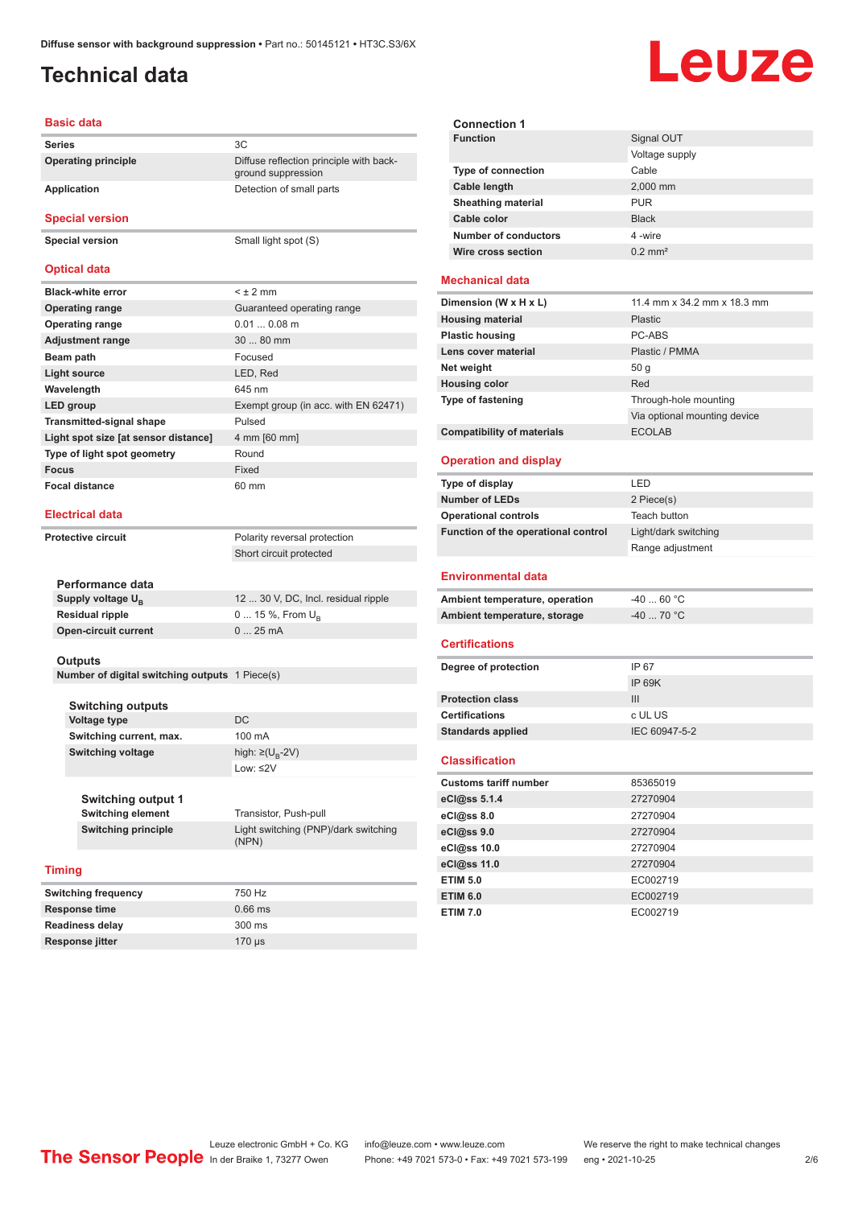# Technical data

## Basic data

| | |
|---|---|
| **Series** | 3C |
| **Operating principle** | Diffuse reflection principle with background suppression |
| **Application** | Detection of small parts |

## Special version

| | |
|---|---|
| **Special version** | Small light spot (S) |

## Optical data

| | |
|---|---|
| **Black-white error** | < ± 2 mm |
| **Operating range** | Guaranteed operating range |
| **Operating range** | 0.01 ... 0.08 m |
| **Adjustment range** | 30 ... 80 mm |
| **Beam path** | Focused |
| **Light source** | LED, Red |
| **Wavelength** | 645 nm |
| **LED group** | Exempt group (in acc. with EN 62471) |
| **Transmitted-signal shape** | Pulsed |
| **Light spot size [at sensor distance]** | 4 mm [60 mm] |
| **Type of light spot geometry** | Round |
| **Focus** | Fixed |
| **Focal distance** | 60 mm |

## Electrical data

| | |
|---|---|
| **Protective circuit** | Polarity reversal protection |
| | Short circuit protected |

### Performance data

| | |
|---|---|
| **Supply voltage $U_B$** | 12 ... 30 V, DC, Incl. residual ripple |
| **Residual ripple** | 0 ... 15 %, From $U_B$ |
| **Open-circuit current** | 0 ... 25 mA |

### Outputs

| | |
|---|---|
| **Number of digital switching outputs** | 1 Piece(s) |

### Switching outputs

| | |
|---|---|
| **Voltage type** | DC |
| **Switching current, max.** | 100 mA |
| **Switching voltage** | high: ≥($U_B$-2V) |
| | Low: ≤2V |

### Switching output 1

| | |
|---|---|
| **Switching element** | Transistor, Push-pull |
| **Switching principle** | Light switching (PNP)/dark switching (NPN) |

## Timing

| | |
|---|---|
| **Switching frequency** | 750 Hz |
| **Response time** | 0.66 ms |
| **Readiness delay** | 300 ms |
| **Response jitter** | 170 µs |

### Connection 1

| | |
|---|---|
| **Function** | Signal OUT |
| | Voltage supply |
| **Type of connection** | Cable |
| **Cable length** | 2,000 mm |
| **Sheathing material** | PUR |
| **Cable color** | Black |
| **Number of conductors** | 4 -wire |
| **Wire cross section** | 0.2 mm² |

## Mechanical data

| | |
|---|---|
| **Dimension (W x H x L)** | 11.4 mm x 34.2 mm x 18.3 mm |
| **Housing material** | Plastic |
| **Plastic housing** | PC-ABS |
| **Lens cover material** | Plastic / PMMA |
| **Net weight** | 50 g |
| **Housing color** | Red |
| **Type of fastening** | Through-hole mounting |
| | Via optional mounting device |
| **Compatibility of materials** | ECOLAB |

## Operation and display

| | |
|---|---|
| **Type of display** | LED |
| **Number of LEDs** | 2 Piece(s) |
| **Operational controls** | Teach button |
| **Function of the operational control** | Light/dark switching |
| | Range adjustment |

## Environmental data

| | |
|---|---|
| **Ambient temperature, operation** | -40 ... 60 °C |
| **Ambient temperature, storage** | -40 ... 70 °C |

## Certifications

| | |
|---|---|
| **Degree of protection** | IP 67 |
| | IP 69K |
| **Protection class** | III |
| **Certifications** | c UL US |
| **Standards applied** | IEC 60947-5-2 |

## Classification

| | |
|---|---|
| **Customs tariff number** | 85365019 |
| **eCl@ss 5.1.4** | 27270904 |
| **eCl@ss 8.0** | 27270904 |
| **eCl@ss 9.0** | 27270904 |
| **eCl@ss 10.0** | 27270904 |
| **eCl@ss 11.0** | 27270904 |
| **ETIM 5.0** | EC002719 |
| **ETIM 6.0** | EC002719 |
| **ETIM 7.0** | EC002719 |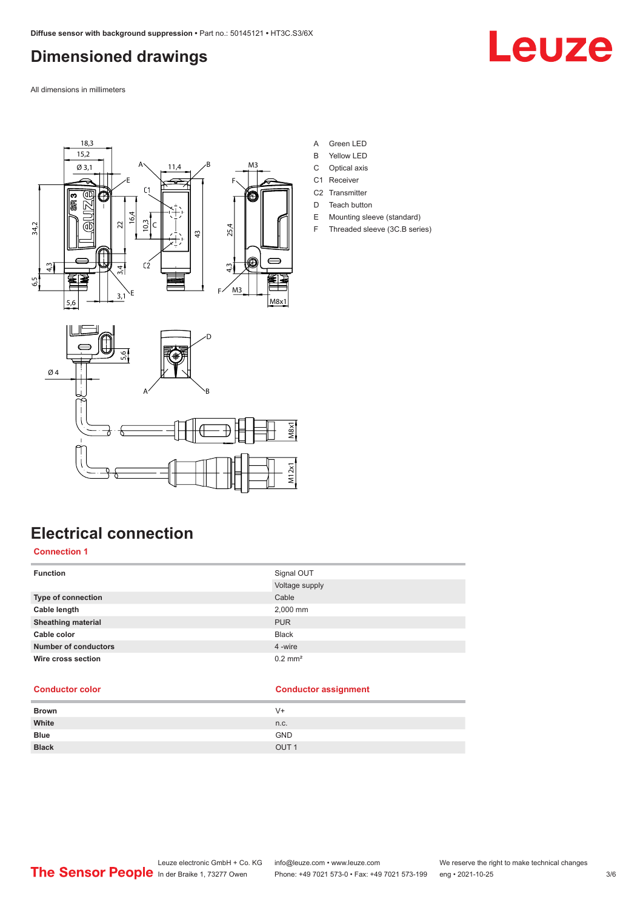# Dimensioned drawings

All dimensions in millimeters

A Green LED
B Yellow LED
C Optical axis
C1 Receiver
C2 Transmitter
D Teach button
E Mounting sleeve (standard)
F Threaded sleeve (3C.B series)

# Electrical connection

## Connection 1

| Function | Signal OUT |
|---|---|
| | Voltage supply |
| Type of connection | Cable |
| Cable length | 2,000 mm |
| Sheathing material | PUR |
| Cable color | Black |
| Number of conductors | 4 -wire |
| Wire cross section | 0.2 mm² |

| Conductor color | Conductor assignment |
|---|---|
| Brown | V+ |
| White | n.c. |
| Blue | GND |
| Black | OUT 1 |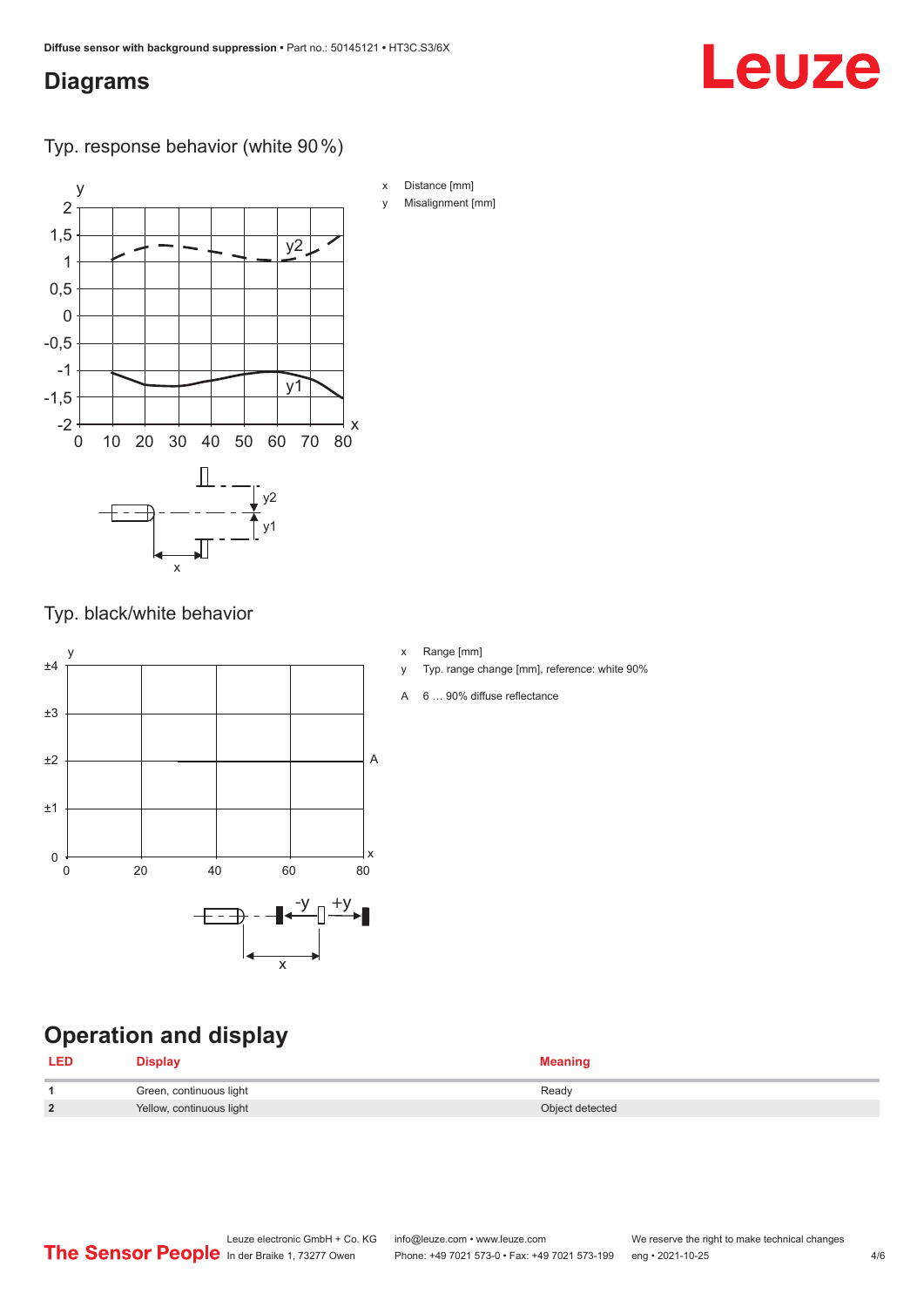## Diagrams

Typ. response behavior (white 90 %)

x Distance [mm]

y Misalignment [mm]

Typ. black/white behavior

x Range [mm]

y Typ. range change [mm], reference: white 90%

A 6 … 90% diffuse reflectance

## Operation and display

| LED | Display | Meaning |
|---|---|---|
| 1 | Green, continuous light | Ready |
| 2 | Yellow, continuous light | Object detected |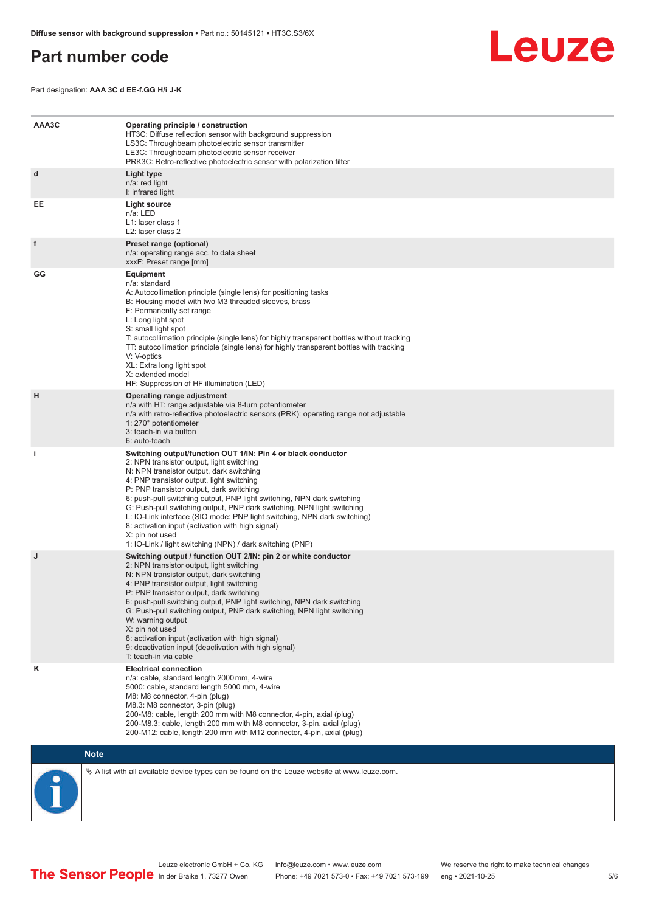# Part number code

Part designation: **AAA 3C d EE-f.GG H/i J-K**

| | |
|---|---|
| **AAA3C** | **Operating principle / construction**<br>HT3C: Diffuse reflection sensor with background suppression<br>LS3C: Throughbeam photoelectric sensor transmitter<br>LE3C: Throughbeam photoelectric sensor receiver<br>PRK3C: Retro-reflective photoelectric sensor with polarization filter |
| **d** | **Light type**<br>n/a: red light<br>I: infrared light |
| **EE** | **Light source**<br>n/a: LED<br>L1: laser class 1<br>L2: laser class 2 |
| **f** | **Preset range (optional)**<br>n/a: operating range acc. to data sheet<br>xxxF: Preset range [mm] |
| **GG** | **Equipment**<br>n/a: standard<br>A: Autocollimation principle (single lens) for positioning tasks<br>B: Housing model with two M3 threaded sleeves, brass<br>F: Permanently set range<br>L: Long light spot<br>S: small light spot<br>T: autocollimation principle (single lens) for highly transparent bottles without tracking<br>TT: autocollimation principle (single lens) for highly transparent bottles with tracking<br>V: V-optics<br>XL: Extra long light spot<br>X: extended model<br>HF: Suppression of HF illumination (LED) |
| **H** | **Operating range adjustment**<br>n/a with HT: range adjustable via 8-turn potentiometer<br>n/a with retro-reflective photoelectric sensors (PRK): operating range not adjustable<br>1: 270° potentiometer<br>3: teach-in via button<br>6: auto-teach |
| **i** | **Switching output/function OUT 1/IN: Pin 4 or black conductor**<br>2: NPN transistor output, light switching<br>N: NPN transistor output, dark switching<br>4: PNP transistor output, light switching<br>P: PNP transistor output, dark switching<br>6: push-pull switching output, PNP light switching, NPN dark switching<br>G: Push-pull switching output, PNP dark switching, NPN light switching<br>L: IO-Link interface (SIO mode: PNP light switching, NPN dark switching)<br>8: activation input (activation with high signal)<br>X: pin not used<br>1: IO-Link / light switching (NPN) / dark switching (PNP) |
| **J** | **Switching output / function OUT 2/IN: pin 2 or white conductor**<br>2: NPN transistor output, light switching<br>N: NPN transistor output, dark switching<br>4: PNP transistor output, light switching<br>P: PNP transistor output, dark switching<br>6: push-pull switching output, PNP light switching, NPN dark switching<br>G: Push-pull switching output, PNP dark switching, NPN light switching<br>W: warning output<br>X: pin not used<br>8: activation input (activation with high signal)<br>9: deactivation input (deactivation with high signal)<br>T: teach-in via cable |
| **K** | **Electrical connection**<br>n/a: cable, standard length 2000 mm, 4-wire<br>5000: cable, standard length 5000 mm, 4-wire<br>M8: M8 connector, 4-pin (plug)<br>M8.3: M8 connector, 3-pin (plug)<br>200-M8: cable, length 200 mm with M8 connector, 4-pin, axial (plug)<br>200-M8.3: cable, length 200 mm with M8 connector, 3-pin, axial (plug)<br>200-M12: cable, length 200 mm with M12 connector, 4-pin, axial (plug) |

**Note**

A list with all available device types can be found on the Leuze website at www.leuze.com.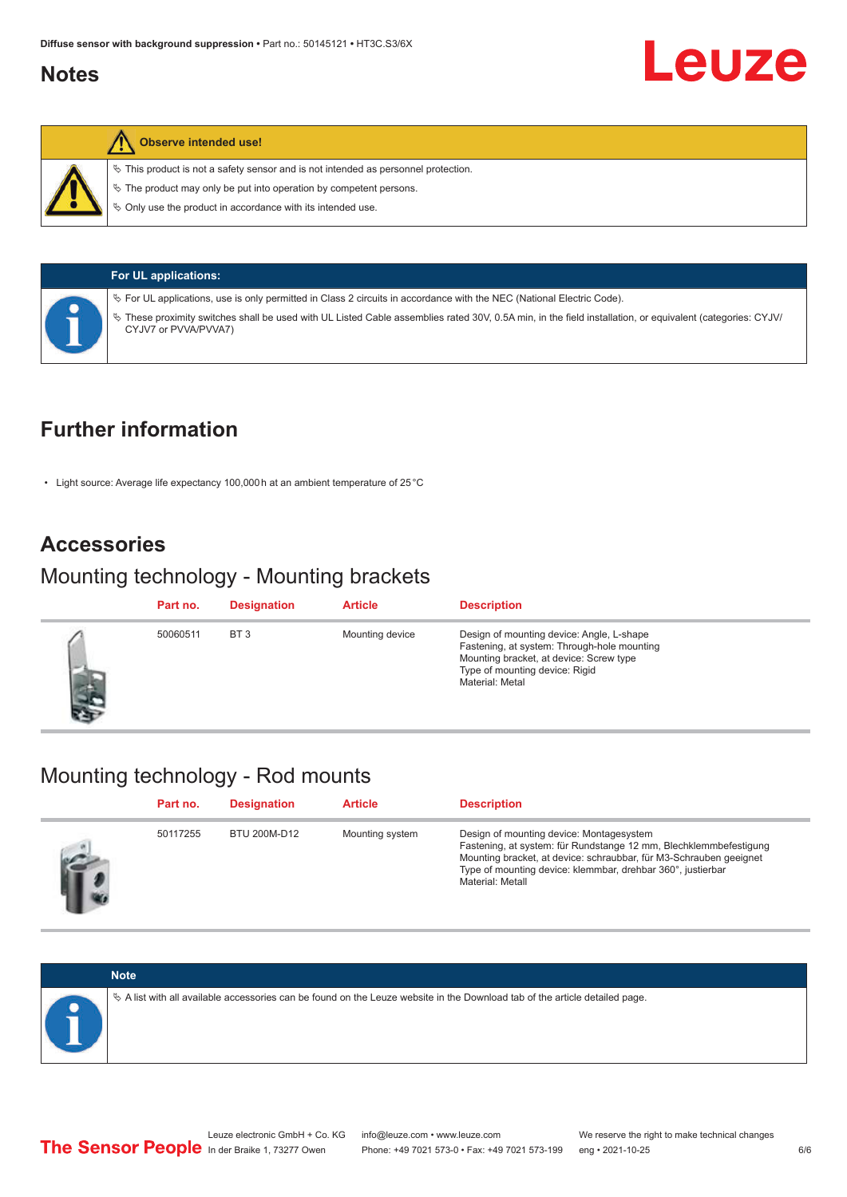## Notes

**Observe intended use!**

- This product is not a safety sensor and is not intended as personnel protection.
- The product may only be put into operation by competent persons.
- Only use the product in accordance with its intended use.

**For UL applications:**

- For UL applications, use is only permitted in Class 2 circuits in accordance with the NEC (National Electric Code).
- These proximity switches shall be used with UL Listed Cable assemblies rated 30V, 0.5A min, in the field installation, or equivalent (categories: CYJV/CYJV7 or PVVA/PVVA7)

## Further information

- Light source: Average life expectancy 100,000 h at an ambient temperature of 25 °C

## Accessories

### Mounting technology - Mounting brackets

| Part no. | Designation | Article | Description |
|---|---|---|---|
| 50060511 | BT 3 | Mounting device | Design of mounting device: Angle, L-shape<br>Fastening, at system: Through-hole mounting<br>Mounting bracket, at device: Screw type<br>Type of mounting device: Rigid<br>Material: Metal |

### Mounting technology - Rod mounts

| Part no. | Designation | Article | Description |
|---|---|---|---|
| 50117255 | BTU 200M-D12 | Mounting system | Design of mounting device: Montagesystem<br>Fastening, at system: für Rundstange 12 mm, Blechklemmbefestigung<br>Mounting bracket, at device: schraubbar, für M3-Schrauben geeignet<br>Type of mounting device: klemmbar, drehbar 360°, justierbar<br>Material: Metall |

**Note**

- A list with all available accessories can be found on the Leuze website in the Download tab of the article detailed page.

The Sensor People
Leuze electronic GmbH + Co. KG
In der Braike 1, 73277 Owen
info@leuze.com • www.leuze.com
Phone: +49 7021 573-0 • Fax: +49 7021 573-199
We reserve the right to make technical changes
eng • 2021-10-25